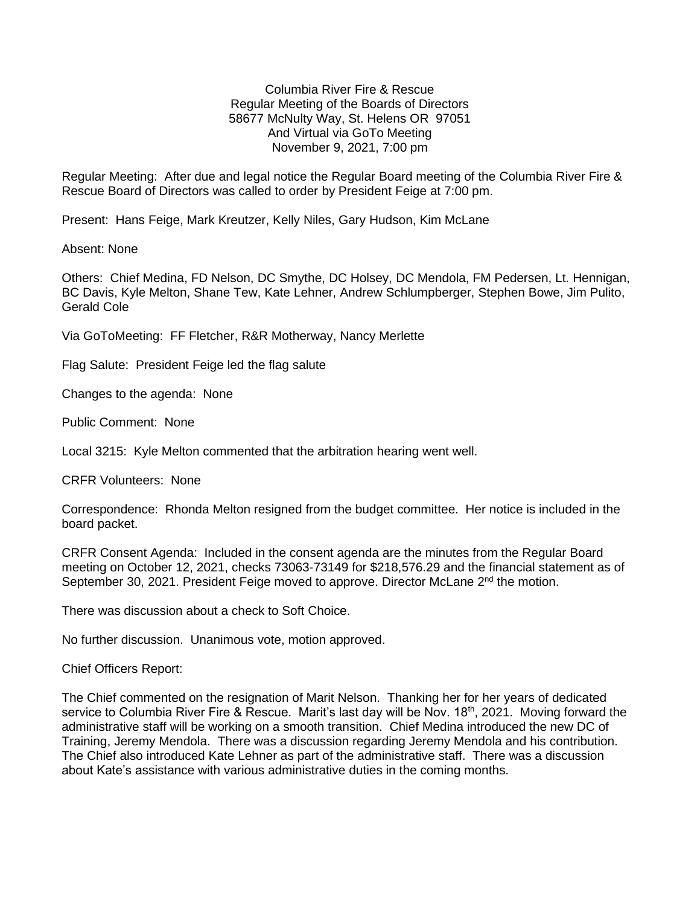Columbia River Fire & Rescue
Regular Meeting of the Boards of Directors
58677 McNulty Way, St. Helens OR 97051
And Virtual via GoTo Meeting
November 9, 2021, 7:00 pm

Regular Meeting: After due and legal notice the Regular Board meeting of the Columbia River Fire & Rescue Board of Directors was called to order by President Feige at 7:00 pm.

Present: Hans Feige, Mark Kreutzer, Kelly Niles, Gary Hudson, Kim McLane

Absent: None

Others: Chief Medina, FD Nelson, DC Smythe, DC Holsey, DC Mendola, FM Pedersen, Lt. Hennigan, BC Davis, Kyle Melton, Shane Tew, Kate Lehner, Andrew Schlumpberger, Stephen Bowe, Jim Pulito, Gerald Cole

Via GoToMeeting: FF Fletcher, R&R Motherway, Nancy Merlette

Flag Salute: President Feige led the flag salute

Changes to the agenda: None

Public Comment: None

Local 3215: Kyle Melton commented that the arbitration hearing went well.

CRFR Volunteers: None

Correspondence: Rhonda Melton resigned from the budget committee. Her notice is included in the board packet.

CRFR Consent Agenda: Included in the consent agenda are the minutes from the Regular Board meeting on October 12, 2021, checks 73063-73149 for $218,576.29 and the financial statement as of September 30, 2021. President Feige moved to approve. Director McLane 2nd the motion.

There was discussion about a check to Soft Choice.

No further discussion. Unanimous vote, motion approved.

Chief Officers Report:

The Chief commented on the resignation of Marit Nelson. Thanking her for her years of dedicated service to Columbia River Fire & Rescue. Marit's last day will be Nov. 18th, 2021. Moving forward the administrative staff will be working on a smooth transition. Chief Medina introduced the new DC of Training, Jeremy Mendola. There was a discussion regarding Jeremy Mendola and his contribution. The Chief also introduced Kate Lehner as part of the administrative staff. There was a discussion about Kate's assistance with various administrative duties in the coming months.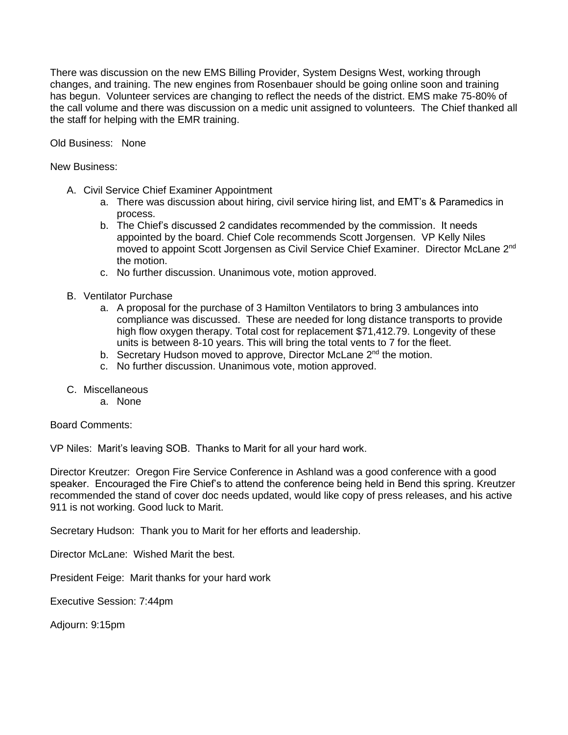There was discussion on the new EMS Billing Provider, System Designs West, working through changes, and training. The new engines from Rosenbauer should be going online soon and training has begun. Volunteer services are changing to reflect the needs of the district. EMS make 75-80% of the call volume and there was discussion on a medic unit assigned to volunteers. The Chief thanked all the staff for helping with the EMR training.

Old Business: None

New Business:

A. Civil Service Chief Examiner Appointment
   a. There was discussion about hiring, civil service hiring list, and EMT's & Paramedics in process.
   b. The Chief's discussed 2 candidates recommended by the commission. It needs appointed by the board. Chief Cole recommends Scott Jorgensen. VP Kelly Niles moved to appoint Scott Jorgensen as Civil Service Chief Examiner. Director McLane 2nd the motion.
   c. No further discussion. Unanimous vote, motion approved.

B. Ventilator Purchase
   a. A proposal for the purchase of 3 Hamilton Ventilators to bring 3 ambulances into compliance was discussed. These are needed for long distance transports to provide high flow oxygen therapy. Total cost for replacement $71,412.79. Longevity of these units is between 8-10 years. This will bring the total vents to 7 for the fleet.
   b. Secretary Hudson moved to approve, Director McLane 2nd the motion.
   c. No further discussion. Unanimous vote, motion approved.

C. Miscellaneous
   a. None

Board Comments:

VP Niles: Marit's leaving SOB. Thanks to Marit for all your hard work.

Director Kreutzer: Oregon Fire Service Conference in Ashland was a good conference with a good speaker. Encouraged the Fire Chief's to attend the conference being held in Bend this spring. Kreutzer recommended the stand of cover doc needs updated, would like copy of press releases, and his active 911 is not working. Good luck to Marit.

Secretary Hudson: Thank you to Marit for her efforts and leadership.

Director McLane: Wished Marit the best.

President Feige: Marit thanks for your hard work

Executive Session: 7:44pm

Adjourn: 9:15pm